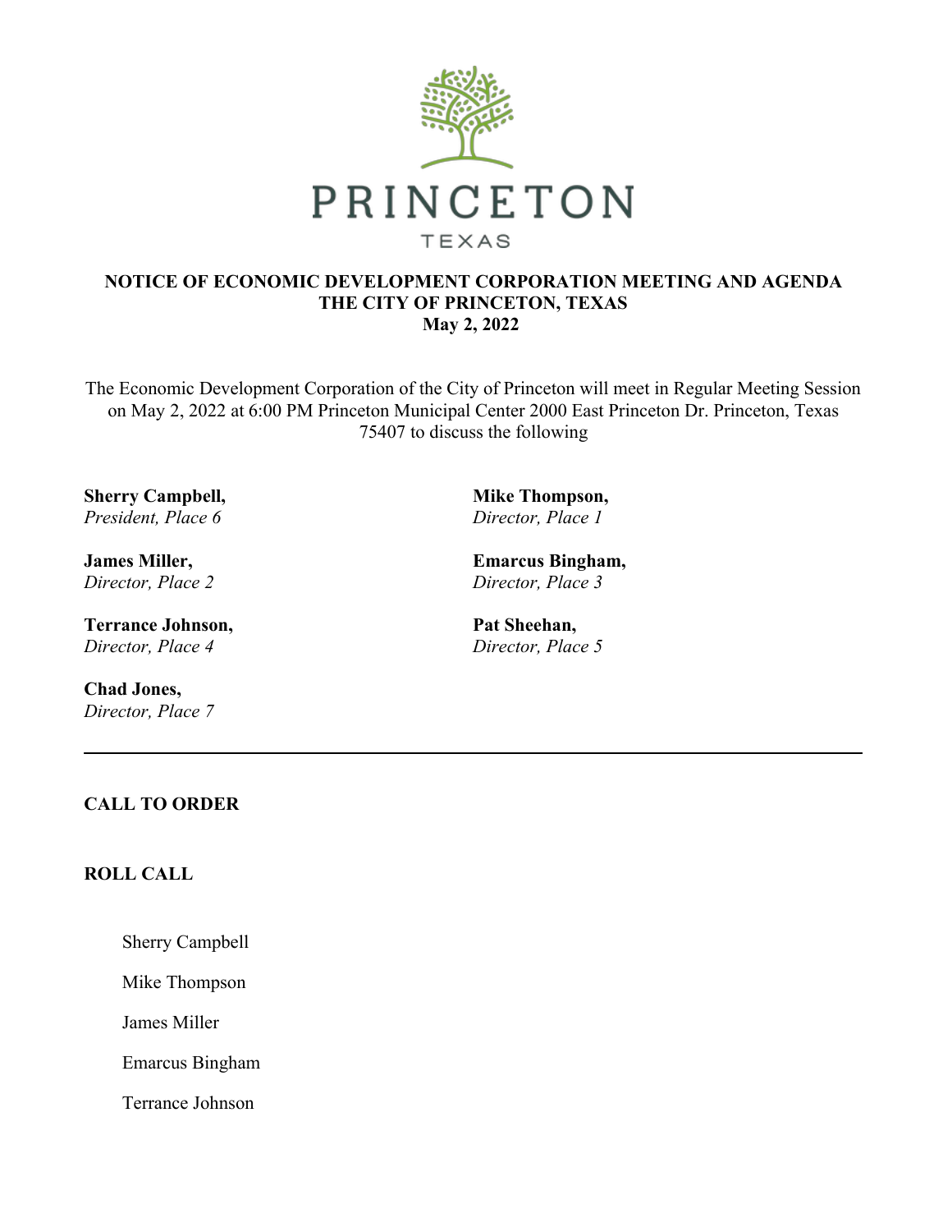PRINCETON

TEXAS

# NOTICE OF ECONOMIC DEVELOPMENT CORPORATION MEETING AND AGENDA
# THE CITY OF PRINCETON, TEXAS
# May 2, 2022

The Economic Development Corporation of the City of Princeton will meet in Regular Meeting Session on May 2, 2022 at 6:00 PM Princeton Municipal Center 2000 East Princeton Dr. Princeton, Texas 75407 to discuss the following

**Sherry Campbell,**
*President, Place 6*

**Mike Thompson,**
*Director, Place 1*

**James Miller,**
*Director, Place 2*

**Emarcus Bingham,**
*Director, Place 3*

**Terrance Johnson,**
*Director, Place 4*

**Pat Sheehan,**
*Director, Place 5*

**Chad Jones,**
*Director, Place 7*

---

**CALL TO ORDER**

**ROLL CALL**

Sherry Campbell

Mike Thompson

James Miller

Emarcus Bingham

Terrance Johnson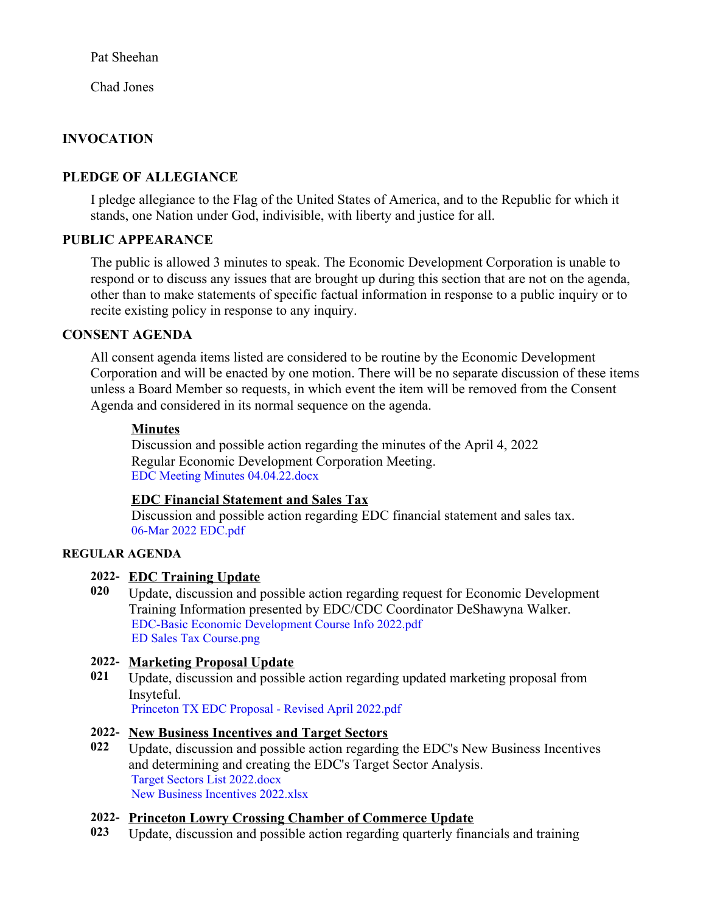Pat Sheehan

Chad Jones

## INVOCATION

## PLEDGE OF ALLEGIANCE

I pledge allegiance to the Flag of the United States of America, and to the Republic for which it stands, one Nation under God, indivisible, with liberty and justice for all.

## PUBLIC APPEARANCE

The public is allowed 3 minutes to speak. The Economic Development Corporation is unable to respond or to discuss any issues that are brought up during this section that are not on the agenda, other than to make statements of specific factual information in response to a public inquiry or to recite existing policy in response to any inquiry.

## CONSENT AGENDA

All consent agenda items listed are considered to be routine by the Economic Development Corporation and will be enacted by one motion. There will be no separate discussion of these items unless a Board Member so requests, in which event the item will be removed from the Consent Agenda and considered in its normal sequence on the agenda.

**Minutes**
Discussion and possible action regarding the minutes of the April 4, 2022 Regular Economic Development Corporation Meeting.
EDC Meeting Minutes 04.04.22.docx

**EDC Financial Statement and Sales Tax**
Discussion and possible action regarding EDC financial statement and sales tax.
06-Mar 2022 EDC.pdf

## REGULAR AGENDA

**2022-020** **EDC Training Update**
Update, discussion and possible action regarding request for Economic Development Training Information presented by EDC/CDC Coordinator DeShawyna Walker.
EDC-Basic Economic Development Course Info 2022.pdf
ED Sales Tax Course.png

**2022-021** **Marketing Proposal Update**
Update, discussion and possible action regarding updated marketing proposal from Insyteful.
Princeton TX EDC Proposal - Revised April 2022.pdf

**2022-022** **New Business Incentives and Target Sectors**
Update, discussion and possible action regarding the EDC's New Business Incentives and determining and creating the EDC's Target Sector Analysis.
Target Sectors List 2022.docx
New Business Incentives 2022.xlsx

**2022-023** **Princeton Lowry Crossing Chamber of Commerce Update**
Update, discussion and possible action regarding quarterly financials and training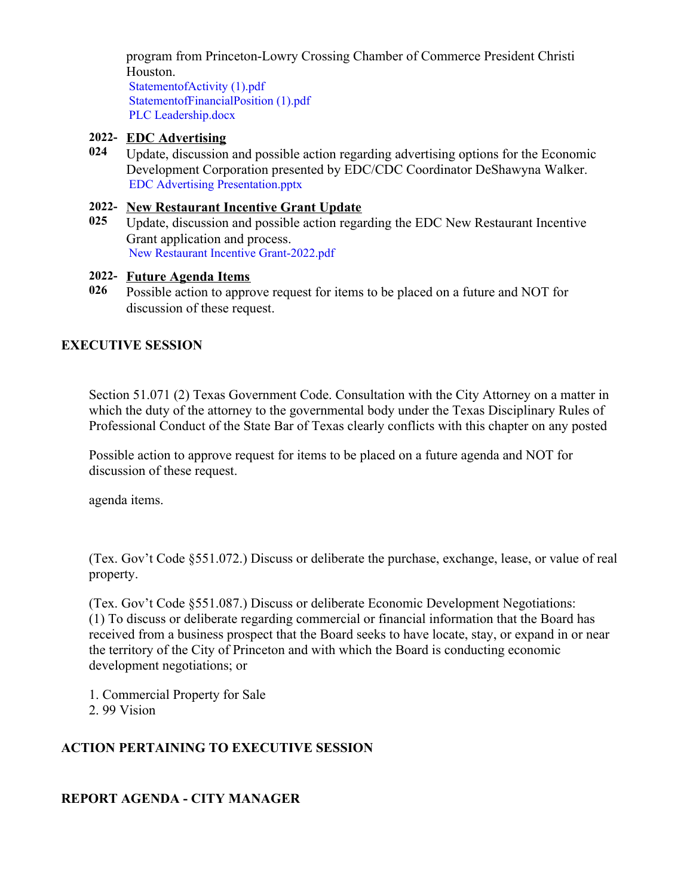program from Princeton-Lowry Crossing Chamber of Commerce President Christi Houston.
StatementofActivity (1).pdf
StatementofFinancialPosition (1).pdf
PLC Leadership.docx

**2022-024** **EDC Advertising**
Update, discussion and possible action regarding advertising options for the Economic Development Corporation presented by EDC/CDC Coordinator DeShawyna Walker.
EDC Advertising Presentation.pptx

**2022-025** **New Restaurant Incentive Grant Update**
Update, discussion and possible action regarding the EDC New Restaurant Incentive Grant application and process.
New Restaurant Incentive Grant-2022.pdf

**2022-026** **Future Agenda Items**
Possible action to approve request for items to be placed on a future and NOT for discussion of these request.

## EXECUTIVE SESSION

Section 51.071 (2) Texas Government Code. Consultation with the City Attorney on a matter in which the duty of the attorney to the governmental body under the Texas Disciplinary Rules of Professional Conduct of the State Bar of Texas clearly conflicts with this chapter on any posted

Possible action to approve request for items to be placed on a future agenda and NOT for discussion of these request.

agenda items.

(Tex. Gov't Code §551.072.) Discuss or deliberate the purchase, exchange, lease, or value of real property.

(Tex. Gov't Code §551.087.) Discuss or deliberate Economic Development Negotiations:
(1) To discuss or deliberate regarding commercial or financial information that the Board has received from a business prospect that the Board seeks to have locate, stay, or expand in or near the territory of the City of Princeton and with which the Board is conducting economic development negotiations; or

1. Commercial Property for Sale
2. 99 Vision

## ACTION PERTAINING TO EXECUTIVE SESSION

## REPORT AGENDA - CITY MANAGER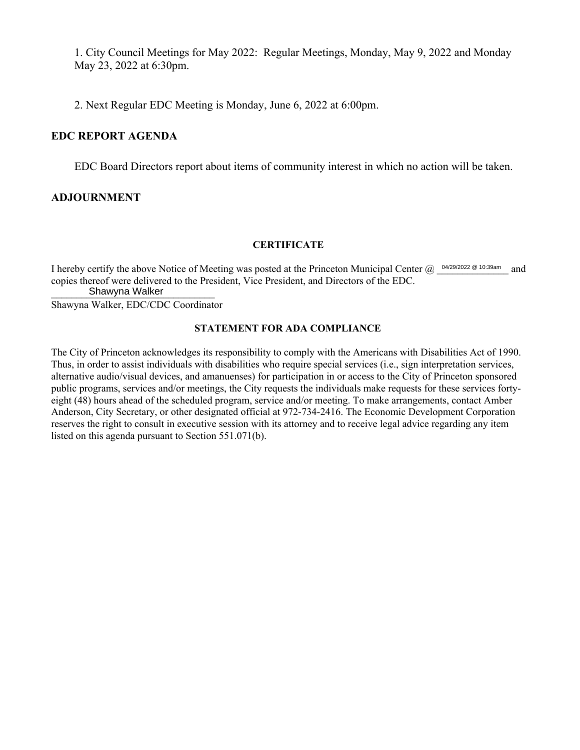1. City Council Meetings for May 2022: Regular Meetings, Monday, May 9, 2022 and Monday May 23, 2022 at 6:30pm.

2. Next Regular EDC Meeting is Monday, June 6, 2022 at 6:00pm.

## EDC REPORT AGENDA

EDC Board Directors report about items of community interest in which no action will be taken.

## ADJOURNMENT

### CERTIFICATE

I hereby certify the above Notice of Meeting was posted at the Princeton Municipal Center @ 04/29/2022 @ 10:39am and copies thereof were delivered to the President, Vice President, and Directors of the EDC.

Shawyna Walker

Shawyna Walker, EDC/CDC Coordinator

### STATEMENT FOR ADA COMPLIANCE

The City of Princeton acknowledges its responsibility to comply with the Americans with Disabilities Act of 1990. Thus, in order to assist individuals with disabilities who require special services (i.e., sign interpretation services, alternative audio/visual devices, and amanuenses) for participation in or access to the City of Princeton sponsored public programs, services and/or meetings, the City requests the individuals make requests for these services forty-eight (48) hours ahead of the scheduled program, service and/or meeting. To make arrangements, contact Amber Anderson, City Secretary, or other designated official at 972-734-2416. The Economic Development Corporation reserves the right to consult in executive session with its attorney and to receive legal advice regarding any item listed on this agenda pursuant to Section 551.071(b).